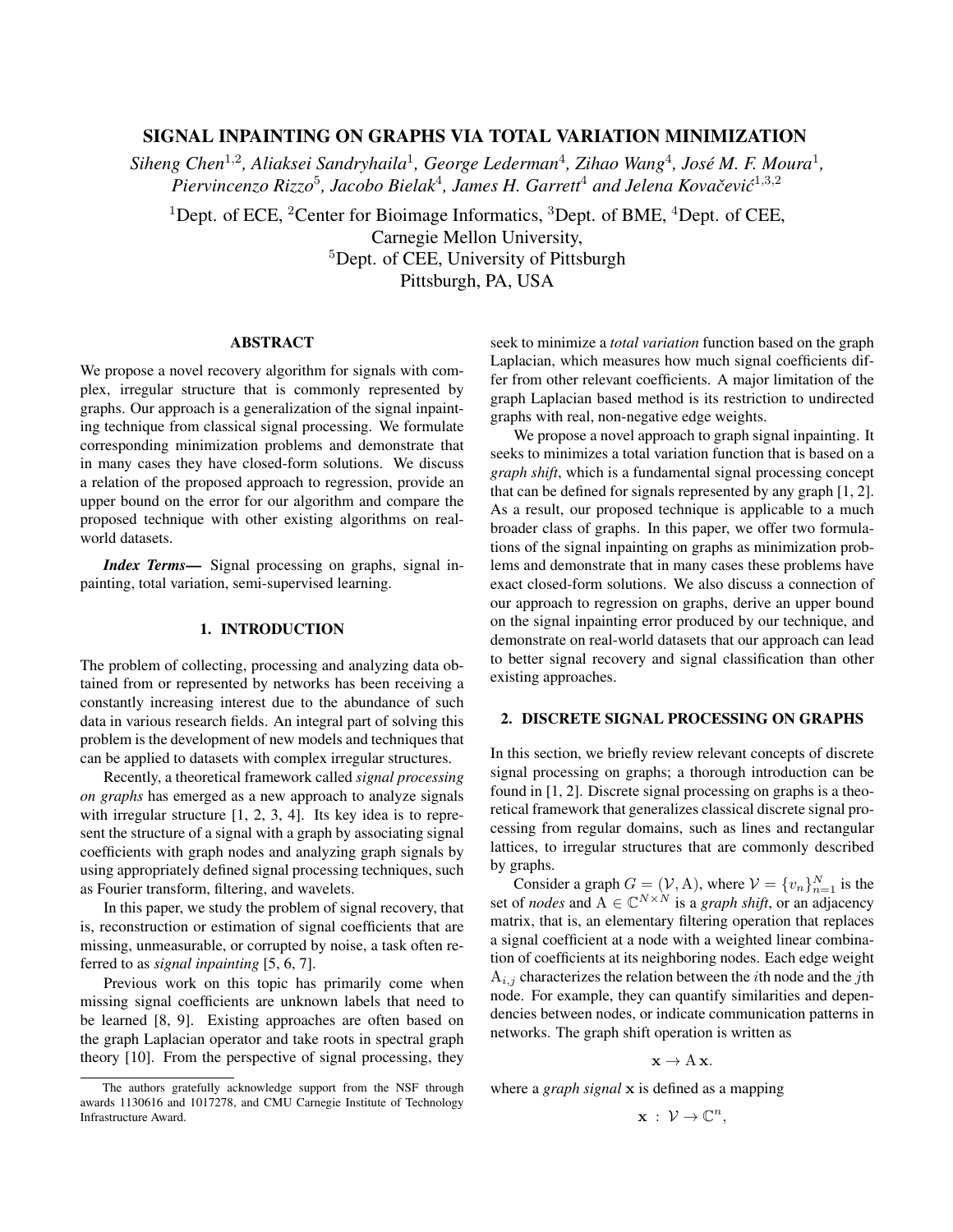# SIGNAL INPAINTING ON GRAPHS VIA TOTAL VARIATION MINIMIZATION

*Siheng Chen*[1,2]*, Aliaksei Sandryhaila*[1]*, George Lederman*[4]*, Zihao Wang*[4]*, José M. F. Moura*[1]*, Piervincenzo Rizzo*[5]*, Jacobo Bielak*[4]*, James H. Garrett*[4] *and Jelena Kovačević*[1,3,2]

[1]Dept. of ECE, [2]Center for Bioimage Informatics, [3]Dept. of BME, [4]Dept. of CEE, Carnegie Mellon University,
[5]Dept. of CEE, University of Pittsburgh
Pittsburgh, PA, USA

## ABSTRACT

We propose a novel recovery algorithm for signals with complex, irregular structure that is commonly represented by graphs. Our approach is a generalization of the signal inpainting technique from classical signal processing. We formulate corresponding minimization problems and demonstrate that in many cases they have closed-form solutions. We discuss a relation of the proposed approach to regression, provide an upper bound on the error for our algorithm and compare the proposed technique with other existing algorithms on real-world datasets.

***Index Terms—*** Signal processing on graphs, signal inpainting, total variation, semi-supervised learning.

## 1. INTRODUCTION

The problem of collecting, processing and analyzing data obtained from or represented by networks has been receiving a constantly increasing interest due to the abundance of such data in various research fields. An integral part of solving this problem is the development of new models and techniques that can be applied to datasets with complex irregular structures.

Recently, a theoretical framework called *signal processing on graphs* has emerged as a new approach to analyze signals with irregular structure [1, 2, 3, 4]. Its key idea is to represent the structure of a signal with a graph by associating signal coefficients with graph nodes and analyzing graph signals by using appropriately defined signal processing techniques, such as Fourier transform, filtering, and wavelets.

In this paper, we study the problem of signal recovery, that is, reconstruction or estimation of signal coefficients that are missing, unmeasurable, or corrupted by noise, a task often referred to as *signal inpainting* [5, 6, 7].

Previous work on this topic has primarily come when missing signal coefficients are unknown labels that need to be learned [8, 9]. Existing approaches are often based on the graph Laplacian operator and take roots in spectral graph theory [10]. From the perspective of signal processing, they seek to minimize a *total variation* function based on the graph Laplacian, which measures how much signal coefficients differ from other relevant coefficients. A major limitation of the graph Laplacian based method is its restriction to undirected graphs with real, non-negative edge weights.

We propose a novel approach to graph signal inpainting. It seeks to minimizes a total variation function that is based on a *graph shift*, which is a fundamental signal processing concept that can be defined for signals represented by any graph [1, 2]. As a result, our proposed technique is applicable to a much broader class of graphs. In this paper, we offer two formulations of the signal inpainting on graphs as minimization problems and demonstrate that in many cases these problems have exact closed-form solutions. We also discuss a connection of our approach to regression on graphs, derive an upper bound on the signal inpainting error produced by our technique, and demonstrate on real-world datasets that our approach can lead to better signal recovery and signal classification than other existing approaches.

## 2. DISCRETE SIGNAL PROCESSING ON GRAPHS

In this section, we briefly review relevant concepts of discrete signal processing on graphs; a thorough introduction can be found in [1, 2]. Discrete signal processing on graphs is a theoretical framework that generalizes classical discrete signal processing from regular domains, such as lines and rectangular lattices, to irregular structures that are commonly described by graphs.

Consider a graph $G = (\mathcal{V}, \mathrm{A})$, where $\mathcal{V} = \{v_n\}_{n=1}^N$ is the set of *nodes* and $\mathrm{A} \in \mathbb{C}^{N \times N}$ is a *graph shift*, or an adjacency matrix, that is, an elementary filtering operation that replaces a signal coefficient at a node with a weighted linear combination of coefficients at its neighboring nodes. Each edge weight $\mathrm{A}_{i,j}$ characterizes the relation between the $i$th node and the $j$th node. For example, they can quantify similarities and dependencies between nodes, or indicate communication patterns in networks. The graph shift operation is written as

$$\mathbf{x} \to \mathrm{A}\,\mathbf{x}.$$

where a *graph signal* $\mathbf{x}$ is defined as a mapping

$$\mathbf{x} \,:\, \mathcal{V} \to \mathbb{C}^n,$$

The authors gratefully acknowledge support from the NSF through awards 1130616 and 1017278, and CMU Carnegie Institute of Technology Infrastructure Award.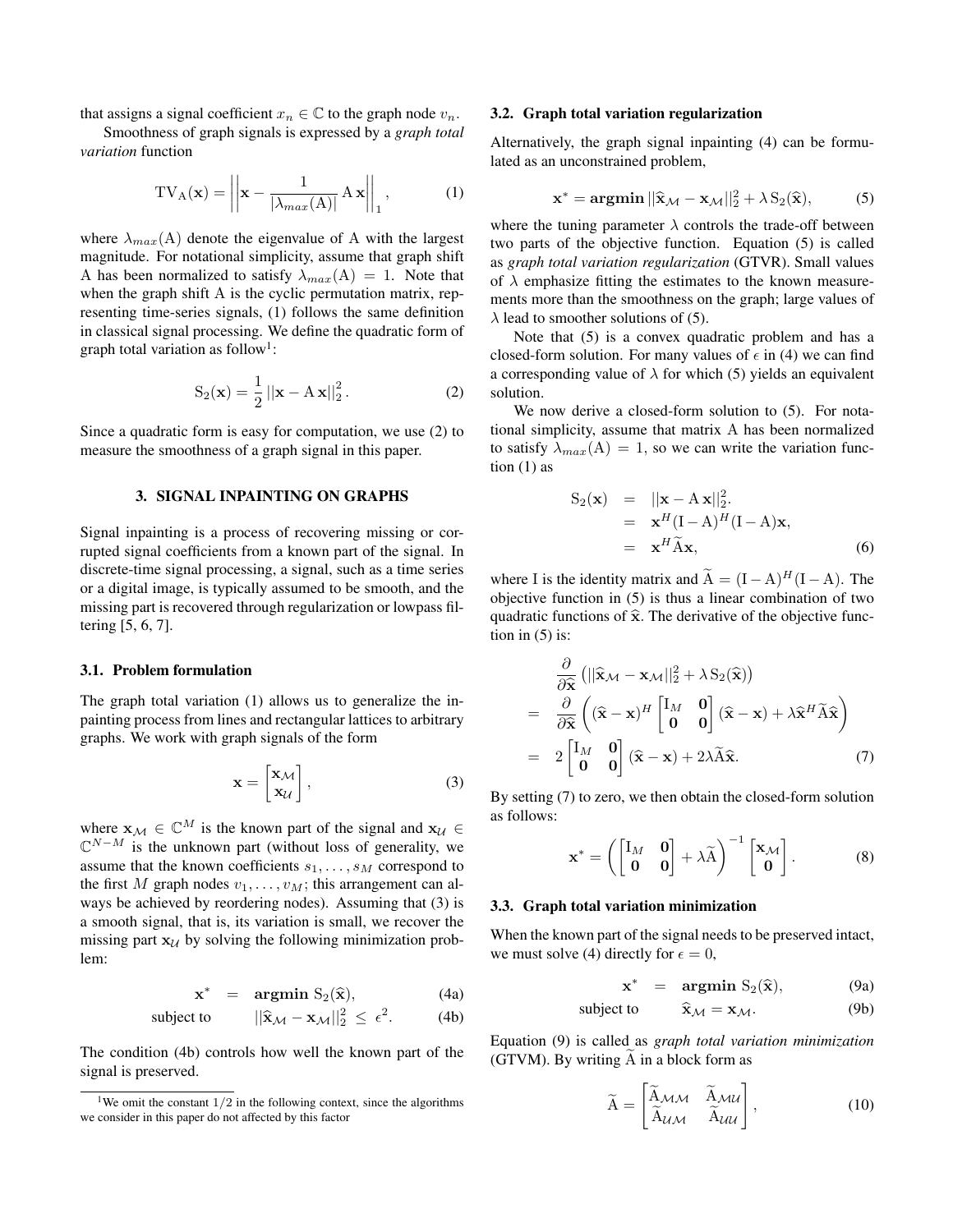that assigns a signal coefficient $x_n \in \mathbb{C}$ to the graph node $v_n$.

Smoothness of graph signals is expressed by a *graph total variation* function

$$\mathrm{TV_A}(\mathbf{x}) = \left|\left|\mathbf{x} - \frac{1}{|\lambda_{max}(\mathrm{A})|}\,\mathrm{A}\,\mathbf{x}\right|\right|_1, \tag{1}$$

where $\lambda_{max}(\mathrm{A})$ denote the eigenvalue of A with the largest magnitude. For notational simplicity, assume that graph shift A has been normalized to satisfy $\lambda_{max}(\mathrm{A}) = 1$. Note that when the graph shift A is the cyclic permutation matrix, representing time-series signals, (1) follows the same definition in classical signal processing. We define the quadratic form of graph total variation as follow[1]:

$$\mathrm{S}_2(\mathbf{x}) = \frac{1}{2}\,||\mathbf{x} - \mathrm{A}\,\mathbf{x}||_2^2. \tag{2}$$

Since a quadratic form is easy for computation, we use (2) to measure the smoothness of a graph signal in this paper.

## 3. SIGNAL INPAINTING ON GRAPHS

Signal inpainting is a process of recovering missing or corrupted signal coefficients from a known part of the signal. In discrete-time signal processing, a signal, such as a time series or a digital image, is typically assumed to be smooth, and the missing part is recovered through regularization or lowpass filtering [5, 6, 7].

### 3.1. Problem formulation

The graph total variation (1) allows us to generalize the inpainting process from lines and rectangular lattices to arbitrary graphs. We work with graph signals of the form

$$\mathbf{x} = \begin{bmatrix} \mathbf{x}_{\mathcal{M}} \\ \mathbf{x}_{\mathcal{U}} \end{bmatrix}, \tag{3}$$

where $\mathbf{x}_{\mathcal{M}} \in \mathbb{C}^M$ is the known part of the signal and $\mathbf{x}_{\mathcal{U}} \in \mathbb{C}^{N-M}$ is the unknown part (without loss of generality, we assume that the known coefficients $s_1, \ldots, s_M$ correspond to the first $M$ graph nodes $v_1, \ldots, v_M$; this arrangement can always be achieved by reordering nodes). Assuming that (3) is a smooth signal, that is, its variation is small, we recover the missing part $\mathbf{x}_{\mathcal{U}}$ by solving the following minimization problem:

$$\begin{aligned} \mathbf{x}^* \; &= \; \mathbf{argmin}\; \mathrm{S}_2(\widehat{\mathbf{x}}), & \text{(4a)} \\ \text{subject to} \quad & ||\widehat{\mathbf{x}}_{\mathcal{M}} - \mathbf{x}_{\mathcal{M}}||_2^2 \;\le\; \epsilon^2. & \text{(4b)} \end{aligned}$$

The condition (4b) controls how well the known part of the signal is preserved.

### 3.2. Graph total variation regularization

Alternatively, the graph signal inpainting (4) can be formulated as an unconstrained problem,

$$\mathbf{x}^* = \mathbf{argmin}\, ||\widehat{\mathbf{x}}_{\mathcal{M}} - \mathbf{x}_{\mathcal{M}}||_2^2 + \lambda\,\mathrm{S}_2(\widehat{\mathbf{x}}), \tag{5}$$

where the tuning parameter $\lambda$ controls the trade-off between two parts of the objective function. Equation (5) is called as *graph total variation regularization* (GTVR). Small values of $\lambda$ emphasize fitting the estimates to the known measurements more than the smoothness on the graph; large values of $\lambda$ lead to smoother solutions of (5).

Note that (5) is a convex quadratic problem and has a closed-form solution. For many values of $\epsilon$ in (4) we can find a corresponding value of $\lambda$ for which (5) yields an equivalent solution.

We now derive a closed-form solution to (5). For notational simplicity, assume that matrix A has been normalized to satisfy $\lambda_{max}(\mathrm{A}) = 1$, so we can write the variation function (1) as

$$\begin{aligned} \mathrm{S}_2(\mathbf{x}) &= ||\mathbf{x} - \mathrm{A}\,\mathbf{x}||_2^2. \\ &= \mathbf{x}^H(\mathrm{I} - \mathrm{A})^H(\mathrm{I} - \mathrm{A})\mathbf{x}, \\ &= \mathbf{x}^H\widetilde{\mathrm{A}}\mathbf{x}, \end{aligned} \tag{6}$$

where I is the identity matrix and $\widetilde{\mathrm{A}} = (\mathrm{I} - \mathrm{A})^H(\mathrm{I} - \mathrm{A})$. The objective function in (5) is thus a linear combination of two quadratic functions of $\widehat{\mathbf{x}}$. The derivative of the objective function in (5) is:

$$\begin{aligned} & \frac{\partial}{\partial \widehat{\mathbf{x}}}\left(||\widehat{\mathbf{x}}_{\mathcal{M}} - \mathbf{x}_{\mathcal{M}}||_2^2 + \lambda\,\mathrm{S}_2(\widehat{\mathbf{x}})\right) \\ =\; & \frac{\partial}{\partial \widehat{\mathbf{x}}}\left((\widehat{\mathbf{x}} - \mathbf{x})^H \begin{bmatrix} \mathrm{I}_M & \mathbf{0} \\ \mathbf{0} & \mathbf{0} \end{bmatrix} (\widehat{\mathbf{x}} - \mathbf{x}) + \lambda \widehat{\mathbf{x}}^H \widetilde{\mathrm{A}} \widehat{\mathbf{x}}\right) \\ =\; & 2\begin{bmatrix} \mathrm{I}_M & \mathbf{0} \\ \mathbf{0} & \mathbf{0} \end{bmatrix}(\widehat{\mathbf{x}} - \mathbf{x}) + 2\lambda\widetilde{\mathrm{A}}\widehat{\mathbf{x}}. \end{aligned} \tag{7}$$

By setting (7) to zero, we then obtain the closed-form solution as follows:

$$\mathbf{x}^* = \left(\begin{bmatrix} \mathrm{I}_M & \mathbf{0} \\ \mathbf{0} & \mathbf{0} \end{bmatrix} + \lambda\widetilde{\mathrm{A}}\right)^{-1}\begin{bmatrix} \mathbf{x}_{\mathcal{M}} \\ \mathbf{0} \end{bmatrix}. \tag{8}$$

### 3.3. Graph total variation minimization

When the known part of the signal needs to be preserved intact, we must solve (4) directly for $\epsilon = 0$,

$$\begin{aligned} \mathbf{x}^* \; &= \; \mathbf{argmin}\; \mathrm{S}_2(\widehat{\mathbf{x}}), & \text{(9a)} \\ \text{subject to} \quad & \widehat{\mathbf{x}}_{\mathcal{M}} = \mathbf{x}_{\mathcal{M}}. & \text{(9b)} \end{aligned}$$

Equation (9) is called as *graph total variation minimization* (GTVM). By writing $\widetilde{\mathrm{A}}$ in a block form as

$$\widetilde{\mathrm{A}} = \begin{bmatrix} \widetilde{\mathrm{A}}_{\mathcal{M}\mathcal{M}} & \widetilde{\mathrm{A}}_{\mathcal{M}\mathcal{U}} \\ \widetilde{\mathrm{A}}_{\mathcal{U}\mathcal{M}} & \widetilde{\mathrm{A}}_{\mathcal{U}\mathcal{U}} \end{bmatrix}, \tag{10}$$

[1] We omit the constant $1/2$ in the following context, since the algorithms we consider in this paper do not affected by this factor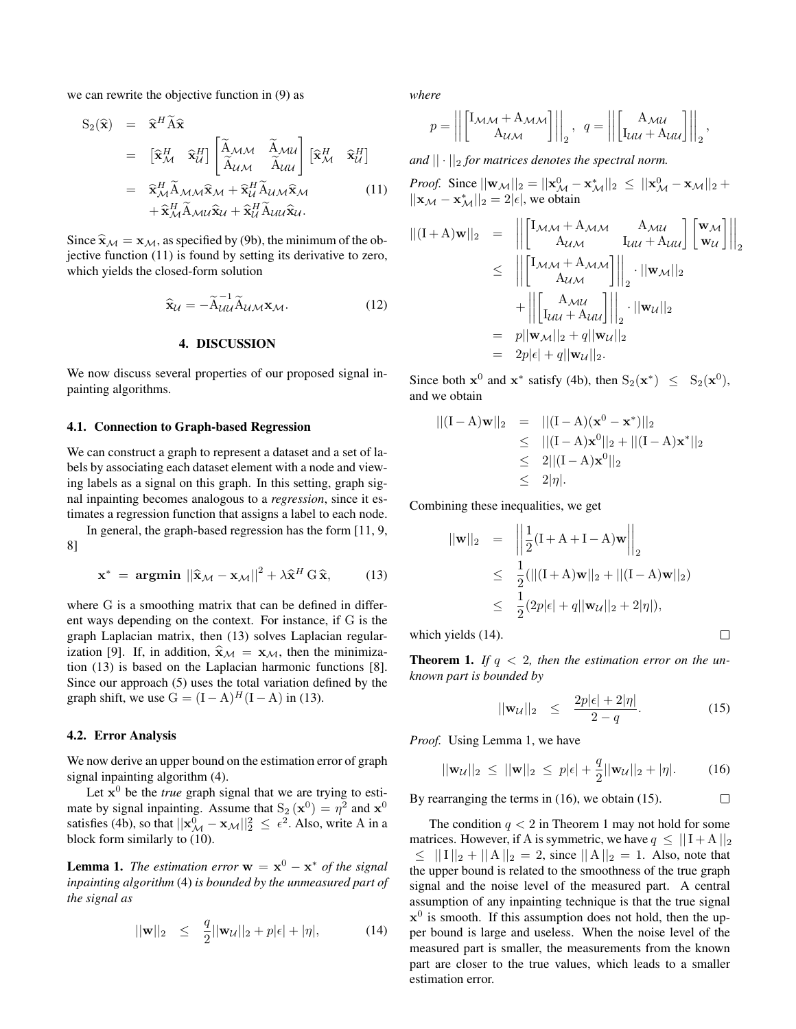we can rewrite the objective function in (9) as

$$
\begin{aligned}
\mathrm{S}_2(\widehat{\mathbf{x}}) &= \widehat{\mathbf{x}}^H \widetilde{\mathrm{A}} \widehat{\mathbf{x}} \\
&= \begin{bmatrix} \widehat{\mathbf{x}}_{\mathcal{M}}^H & \widehat{\mathbf{x}}_{\mathcal{U}}^H \end{bmatrix} \begin{bmatrix} \widetilde{\mathrm{A}}_{\mathcal{M}\mathcal{M}} & \widetilde{\mathrm{A}}_{\mathcal{M}\mathcal{U}} \\ \widetilde{\mathrm{A}}_{\mathcal{U}\mathcal{M}} & \widetilde{\mathrm{A}}_{\mathcal{U}\mathcal{U}} \end{bmatrix} \begin{bmatrix} \widehat{\mathbf{x}}_{\mathcal{M}}^H & \widehat{\mathbf{x}}_{\mathcal{U}}^H \end{bmatrix} \\
&= \widehat{\mathbf{x}}_{\mathcal{M}}^H \widetilde{\mathrm{A}}_{\mathcal{M}\mathcal{M}} \widehat{\mathbf{x}}_{\mathcal{M}} + \widehat{\mathbf{x}}_{\mathcal{U}}^H \widetilde{\mathrm{A}}_{\mathcal{U}\mathcal{M}} \widehat{\mathbf{x}}_{\mathcal{M}} \\
&\quad + \widehat{\mathbf{x}}_{\mathcal{M}}^H \widetilde{\mathrm{A}}_{\mathcal{M}\mathcal{U}} \widehat{\mathbf{x}}_{\mathcal{U}} + \widehat{\mathbf{x}}_{\mathcal{U}}^H \widetilde{\mathrm{A}}_{\mathcal{U}\mathcal{U}} \widehat{\mathbf{x}}_{\mathcal{U}}.
\end{aligned} \tag{11}
$$

Since $\widehat{\mathbf{x}}_{\mathcal{M}} = \mathbf{x}_{\mathcal{M}}$, as specified by (9b), the minimum of the objective function (11) is found by setting its derivative to zero, which yields the closed-form solution

$$
\widehat{\mathbf{x}}_{\mathcal{U}} = -\widetilde{\mathrm{A}}_{\mathcal{U}\mathcal{U}}^{-1} \widetilde{\mathrm{A}}_{\mathcal{U}\mathcal{M}} \mathbf{x}_{\mathcal{M}}. \tag{12}
$$

## 4. DISCUSSION

We now discuss several properties of our proposed signal inpainting algorithms.

### 4.1. Connection to Graph-based Regression

We can construct a graph to represent a dataset and a set of labels by associating each dataset element with a node and viewing labels as a signal on this graph. In this setting, graph signal inpainting becomes analogous to a *regression*, since it estimates a regression function that assigns a label to each node.

In general, the graph-based regression has the form [11, 9, 8]

$$
\mathbf{x}^* = \mathbf{argmin} \ ||\widehat{\mathbf{x}}_{\mathcal{M}} - \mathbf{x}_{\mathcal{M}}||^2 + \lambda \widehat{\mathbf{x}}^H \mathrm{G}\, \widehat{\mathbf{x}}, \tag{13}
$$

where G is a smoothing matrix that can be defined in different ways depending on the context. For instance, if G is the graph Laplacian matrix, then (13) solves Laplacian regularization [9]. If, in addition, $\widehat{\mathbf{x}}_{\mathcal{M}} = \mathbf{x}_{\mathcal{M}}$, then the minimization (13) is based on the Laplacian harmonic functions [8]. Since our approach (5) uses the total variation defined by the graph shift, we use $\mathrm{G} = (\mathrm{I} - \mathrm{A})^H(\mathrm{I} - \mathrm{A})$ in (13).

### 4.2. Error Analysis

We now derive an upper bound on the estimation error of graph signal inpainting algorithm (4).

Let $\mathbf{x}^0$ be the *true* graph signal that we are trying to estimate by signal inpainting. Assume that $\mathrm{S}_2(\mathbf{x}^0) = \eta^2$ and $\mathbf{x}^0$ satisfies (4b), so that $||\mathbf{x}_{\mathcal{M}}^0 - \mathbf{x}_{\mathcal{M}}||_2^2 \le \epsilon^2$. Also, write A in a block form similarly to (10).

**Lemma 1.** *The estimation error $\mathbf{w} = \mathbf{x}^0 - \mathbf{x}^*$ of the signal inpainting algorithm (4) is bounded by the unmeasured part of the signal as*

$$
||\mathbf{w}||_2 \ \le \ \frac{q}{2}||\mathbf{w}_{\mathcal{U}}||_2 + p|\epsilon| + |\eta|, \tag{14}
$$

*where*

$$
p = \left|\left| \begin{bmatrix} \mathrm{I}_{\mathcal{M}\mathcal{M}} + \mathrm{A}_{\mathcal{M}\mathcal{M}} \\ \mathrm{A}_{\mathcal{U}\mathcal{M}} \end{bmatrix} \right|\right|_2, \ \ q = \left|\left| \begin{bmatrix} \mathrm{A}_{\mathcal{M}\mathcal{U}} \\ \mathrm{I}_{\mathcal{U}\mathcal{U}} + \mathrm{A}_{\mathcal{U}\mathcal{U}} \end{bmatrix} \right|\right|_2,
$$

*and $||\cdot||_2$ for matrices denotes the spectral norm.*

*Proof.* Since $||\mathbf{w}_{\mathcal{M}}||_2 = ||\mathbf{x}_{\mathcal{M}}^0 - \mathbf{x}_{\mathcal{M}}^*||_2 \le ||\mathbf{x}_{\mathcal{M}}^0 - \mathbf{x}_{\mathcal{M}}||_2 + ||\mathbf{x}_{\mathcal{M}} - \mathbf{x}_{\mathcal{M}}^*||_2 = 2|\epsilon|$, we obtain

$$
\begin{aligned}
||(\mathrm{I}+\mathrm{A})\mathbf{w}||_2 &= \left|\left| \begin{bmatrix} \mathrm{I}_{\mathcal{M}\mathcal{M}} + \mathrm{A}_{\mathcal{M}\mathcal{M}} & \mathrm{A}_{\mathcal{M}\mathcal{U}} \\ \mathrm{A}_{\mathcal{U}\mathcal{M}} & \mathrm{I}_{\mathcal{U}\mathcal{U}} + \mathrm{A}_{\mathcal{U}\mathcal{U}} \end{bmatrix} \begin{bmatrix} \mathbf{w}_{\mathcal{M}} \\ \mathbf{w}_{\mathcal{U}} \end{bmatrix} \right|\right|_2 \\
&\le \left|\left| \begin{bmatrix} \mathrm{I}_{\mathcal{M}\mathcal{M}} + \mathrm{A}_{\mathcal{M}\mathcal{M}} \\ \mathrm{A}_{\mathcal{U}\mathcal{M}} \end{bmatrix} \right|\right|_2 \cdot ||\mathbf{w}_{\mathcal{M}}||_2 \\
&\quad + \left|\left| \begin{bmatrix} \mathrm{A}_{\mathcal{M}\mathcal{U}} \\ \mathrm{I}_{\mathcal{U}\mathcal{U}} + \mathrm{A}_{\mathcal{U}\mathcal{U}} \end{bmatrix} \right|\right|_2 \cdot ||\mathbf{w}_{\mathcal{U}}||_2 \\
&= p||\mathbf{w}_{\mathcal{M}}||_2 + q||\mathbf{w}_{\mathcal{U}}||_2 \\
&= 2p|\epsilon| + q||\mathbf{w}_{\mathcal{U}}||_2.
\end{aligned}
$$

Since both $\mathbf{x}^0$ and $\mathbf{x}^*$ satisfy (4b), then $\mathrm{S}_2(\mathbf{x}^*) \le \mathrm{S}_2(\mathbf{x}^0)$, and we obtain

$$
\begin{aligned}
||(\mathrm{I}-\mathrm{A})\mathbf{w}||_2 &= ||(\mathrm{I}-\mathrm{A})(\mathbf{x}^0 - \mathbf{x}^*)||_2 \\
&\le ||(\mathrm{I}-\mathrm{A})\mathbf{x}^0||_2 + ||(\mathrm{I}-\mathrm{A})\mathbf{x}^*||_2 \\
&\le 2||(\mathrm{I}-\mathrm{A})\mathbf{x}^0||_2 \\
&\le 2|\eta|.
\end{aligned}
$$

Combining these inequalities, we get

$$
\begin{aligned}
||\mathbf{w}||_2 &= \left|\left| \frac{1}{2}(\mathrm{I}+\mathrm{A}+\mathrm{I}-\mathrm{A})\mathbf{w} \right|\right|_2 \\
&\le \frac{1}{2}(||(\mathrm{I}+\mathrm{A})\mathbf{w}||_2 + ||(\mathrm{I}-\mathrm{A})\mathbf{w}||_2) \\
&\le \frac{1}{2}(2p|\epsilon| + q||\mathbf{w}_{\mathcal{U}}||_2 + 2|\eta|),
\end{aligned}
$$

which yields (14). ☐

**Theorem 1.** *If $q < 2$, then the estimation error on the unknown part is bounded by*

$$
||\mathbf{w}_{\mathcal{U}}||_2 \ \le \ \frac{2p|\epsilon| + 2|\eta|}{2-q}. \tag{15}
$$

*Proof.* Using Lemma 1, we have

$$
||\mathbf{w}_{\mathcal{U}}||_2 \le ||\mathbf{w}||_2 \le p|\epsilon| + \frac{q}{2}||\mathbf{w}_{\mathcal{U}}||_2 + |\eta|. \tag{16}
$$

By rearranging the terms in (16), we obtain (15). ☐

The condition $q < 2$ in Theorem 1 may not hold for some matrices. However, if A is symmetric, we have $q \le ||\mathrm{I} + \mathrm{A}||_2 \le ||\mathrm{I}||_2 + ||\mathrm{A}||_2 = 2$, since $||\mathrm{A}||_2 = 1$. Also, note that the upper bound is related to the smoothness of the true graph signal and the noise level of the measured part. A central assumption of any inpainting technique is that the true signal $\mathbf{x}^0$ is smooth. If this assumption does not hold, then the upper bound is large and useless. When the noise level of the measured part is smaller, the measurements from the known part are closer to the true values, which leads to a smaller estimation error.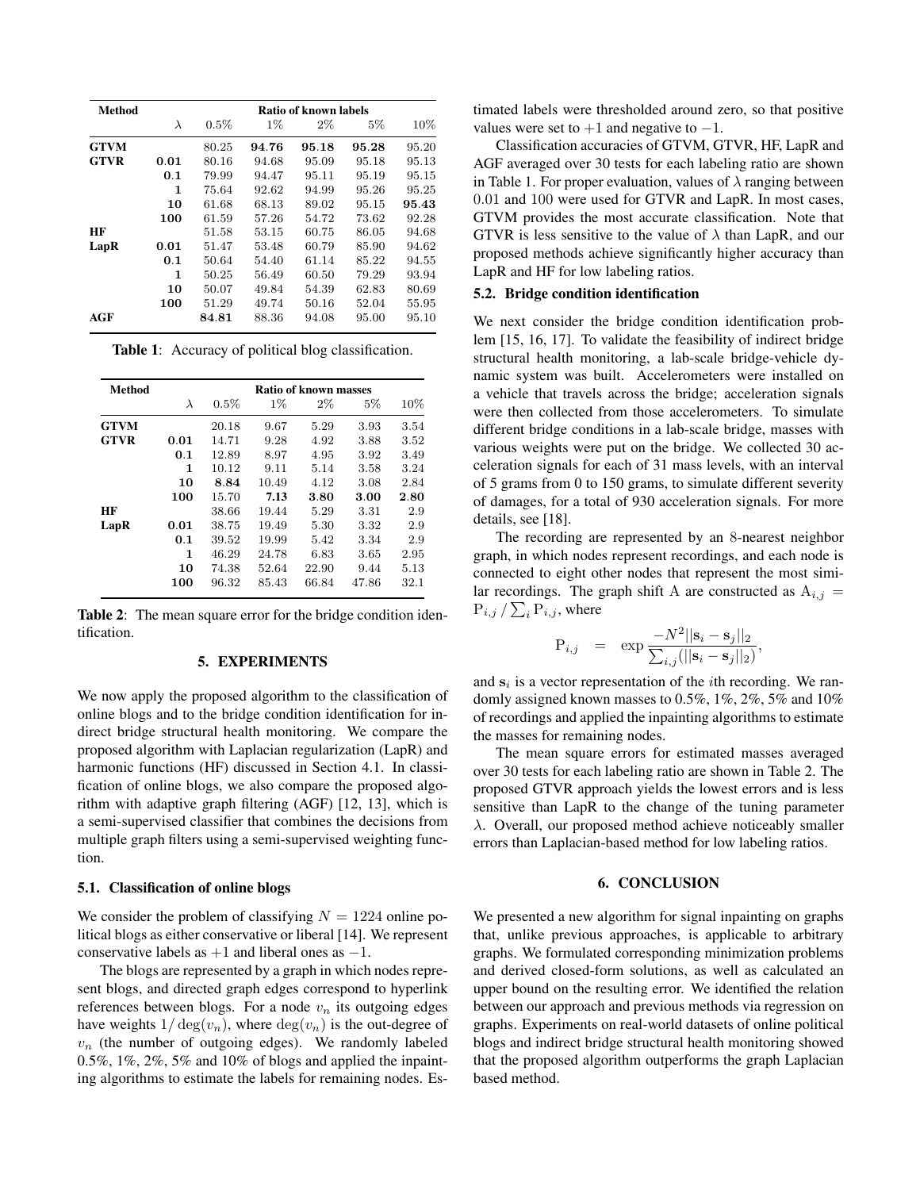| Method | | Ratio of known labels | | | | |
|---|---|---|---|---|---|---|
| | $\lambda$ | 0.5% | 1% | 2% | 5% | 10% |
| **GTVM** | | 80.25 | **94.76** | **95.18** | **95.28** | 95.20 |
| **GTVR** | **0.01** | 80.16 | 94.68 | 95.09 | 95.18 | 95.13 |
| | **0.1** | 79.99 | 94.47 | 95.11 | 95.19 | 95.15 |
| | **1** | 75.64 | 92.62 | 94.99 | 95.26 | 95.25 |
| | **10** | 61.68 | 68.13 | 89.02 | 95.15 | **95.43** |
| | **100** | 61.59 | 57.26 | 54.72 | 73.62 | 92.28 |
| **HF** | | 51.58 | 53.15 | 60.75 | 86.05 | 94.68 |
| **LapR** | **0.01** | 51.47 | 53.48 | 60.79 | 85.90 | 94.62 |
| | **0.1** | 50.64 | 54.40 | 61.14 | 85.22 | 94.55 |
| | **1** | 50.25 | 56.49 | 60.50 | 79.29 | 93.94 |
| | **10** | 50.07 | 49.84 | 54.39 | 62.83 | 80.69 |
| | **100** | 51.29 | 49.74 | 50.16 | 52.04 | 55.95 |
| **AGF** | | **84.81** | 88.36 | 94.08 | 95.00 | 95.10 |

**Table 1**: Accuracy of political blog classification.

| Method | | Ratio of known masses | | | | |
|---|---|---|---|---|---|---|
| | $\lambda$ | 0.5% | 1% | 2% | 5% | 10% |
| **GTVM** | | 20.18 | 9.67 | 5.29 | 3.93 | 3.54 |
| **GTVR** | **0.01** | 14.71 | 9.28 | 4.92 | 3.88 | 3.52 |
| | **0.1** | 12.89 | 8.97 | 4.95 | 3.92 | 3.49 |
| | **1** | 10.12 | 9.11 | 5.14 | 3.58 | 3.24 |
| | **10** | **8.84** | 10.49 | 4.12 | 3.08 | 2.84 |
| | **100** | 15.70 | **7.13** | **3.80** | **3.00** | **2.80** |
| **HF** | | 38.66 | 19.44 | 5.29 | 3.31 | 2.9 |
| **LapR** | **0.01** | 38.75 | 19.49 | 5.30 | 3.32 | 2.9 |
| | **0.1** | 39.52 | 19.99 | 5.42 | 3.34 | 2.9 |
| | **1** | 46.29 | 24.78 | 6.83 | 3.65 | 2.95 |
| | **10** | 74.38 | 52.64 | 22.90 | 9.44 | 5.13 |
| | **100** | 96.32 | 85.43 | 66.84 | 47.86 | 32.1 |

**Table 2**: The mean square error for the bridge condition identification.

## 5. EXPERIMENTS

We now apply the proposed algorithm to the classification of online blogs and to the bridge condition identification for indirect bridge structural health monitoring. We compare the proposed algorithm with Laplacian regularization (LapR) and harmonic functions (HF) discussed in Section 4.1. In classification of online blogs, we also compare the proposed algorithm with adaptive graph filtering (AGF) [12, 13], which is a semi-supervised classifier that combines the decisions from multiple graph filters using a semi-supervised weighting function.

### 5.1. Classification of online blogs

We consider the problem of classifying $N = 1224$ online political blogs as either conservative or liberal [14]. We represent conservative labels as $+1$ and liberal ones as $-1$.

The blogs are represented by a graph in which nodes represent blogs, and directed graph edges correspond to hyperlink references between blogs. For a node $v_n$ its outgoing edges have weights $1/\deg(v_n)$, where $\deg(v_n)$ is the out-degree of $v_n$ (the number of outgoing edges). We randomly labeled 0.5%, 1%, 2%, 5% and 10% of blogs and applied the inpainting algorithms to estimate the labels for remaining nodes. Estimated labels were thresholded around zero, so that positive values were set to $+1$ and negative to $-1$.

Classification accuracies of GTVM, GTVR, HF, LapR and AGF averaged over 30 tests for each labeling ratio are shown in Table 1. For proper evaluation, values of $\lambda$ ranging between 0.01 and 100 were used for GTVR and LapR. In most cases, GTVM provides the most accurate classification. Note that GTVR is less sensitive to the value of $\lambda$ than LapR, and our proposed methods achieve significantly higher accuracy than LapR and HF for low labeling ratios.

### 5.2. Bridge condition identification

We next consider the bridge condition identification problem [15, 16, 17]. To validate the feasibility of indirect bridge structural health monitoring, a lab-scale bridge-vehicle dynamic system was built. Accelerometers were installed on a vehicle that travels across the bridge; acceleration signals were then collected from those accelerometers. To simulate different bridge conditions in a lab-scale bridge, masses with various weights were put on the bridge. We collected 30 acceleration signals for each of 31 mass levels, with an interval of 5 grams from 0 to 150 grams, to simulate different severity of damages, for a total of 930 acceleration signals. For more details, see [18].

The recording are represented by an 8-nearest neighbor graph, in which nodes represent recordings, and each node is connected to eight other nodes that represent the most similar recordings. The graph shift A are constructed as $\mathrm{A}_{i,j} = \mathrm{P}_{i,j} \,/\, \sum_i \mathrm{P}_{i,j}$, where

$$\mathrm{P}_{i,j} \quad = \quad \exp \frac{-N^2 ||\mathbf{s}_i - \mathbf{s}_j||_2}{\sum_{i,j}(||\mathbf{s}_i - \mathbf{s}_j||_2)},$$

and $\mathbf{s}_i$ is a vector representation of the $i$th recording. We randomly assigned known masses to 0.5%, 1%, 2%, 5% and 10% of recordings and applied the inpainting algorithms to estimate the masses for remaining nodes.

The mean square errors for estimated masses averaged over 30 tests for each labeling ratio are shown in Table 2. The proposed GTVR approach yields the lowest errors and is less sensitive than LapR to the change of the tuning parameter $\lambda$. Overall, our proposed method achieve noticeably smaller errors than Laplacian-based method for low labeling ratios.

## 6. CONCLUSION

We presented a new algorithm for signal inpainting on graphs that, unlike previous approaches, is applicable to arbitrary graphs. We formulated corresponding minimization problems and derived closed-form solutions, as well as calculated an upper bound on the resulting error. We identified the relation between our approach and previous methods via regression on graphs. Experiments on real-world datasets of online political blogs and indirect bridge structural health monitoring showed that the proposed algorithm outperforms the graph Laplacian based method.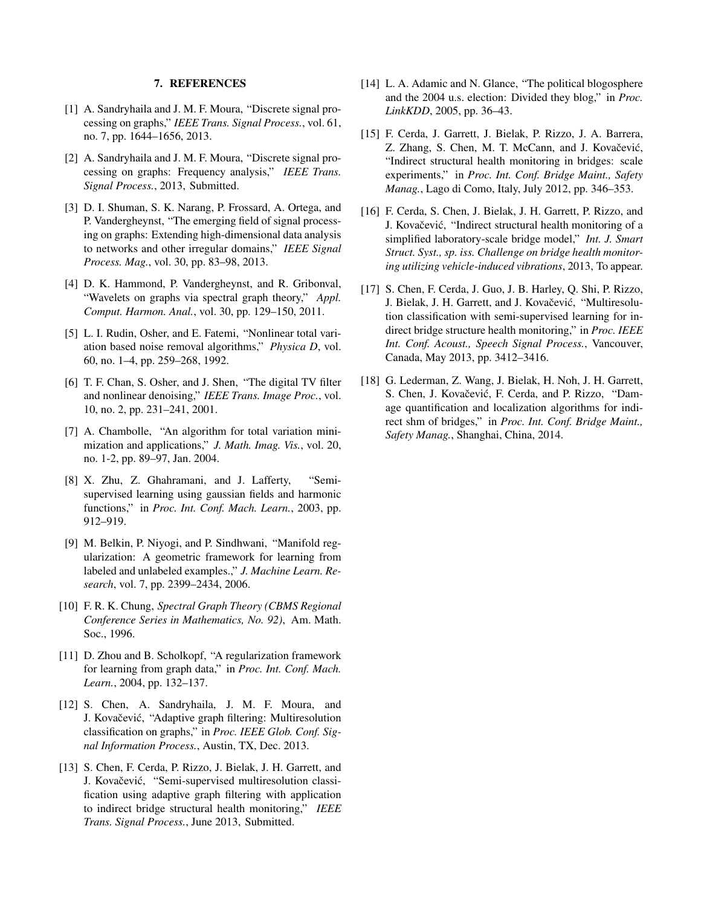## 7. REFERENCES

[1] A. Sandryhaila and J. M. F. Moura, "Discrete signal processing on graphs," *IEEE Trans. Signal Process.*, vol. 61, no. 7, pp. 1644–1656, 2013.

[2] A. Sandryhaila and J. M. F. Moura, "Discrete signal processing on graphs: Frequency analysis," *IEEE Trans. Signal Process.*, 2013, Submitted.

[3] D. I. Shuman, S. K. Narang, P. Frossard, A. Ortega, and P. Vandergheynst, "The emerging field of signal processing on graphs: Extending high-dimensional data analysis to networks and other irregular domains," *IEEE Signal Process. Mag.*, vol. 30, pp. 83–98, 2013.

[4] D. K. Hammond, P. Vandergheynst, and R. Gribonval, "Wavelets on graphs via spectral graph theory," *Appl. Comput. Harmon. Anal.*, vol. 30, pp. 129–150, 2011.

[5] L. I. Rudin, Osher, and E. Fatemi, "Nonlinear total variation based noise removal algorithms," *Physica D*, vol. 60, no. 1–4, pp. 259–268, 1992.

[6] T. F. Chan, S. Osher, and J. Shen, "The digital TV filter and nonlinear denoising," *IEEE Trans. Image Proc.*, vol. 10, no. 2, pp. 231–241, 2001.

[7] A. Chambolle, "An algorithm for total variation minimization and applications," *J. Math. Imag. Vis.*, vol. 20, no. 1-2, pp. 89–97, Jan. 2004.

[8] X. Zhu, Z. Ghahramani, and J. Lafferty, "Semi-supervised learning using gaussian fields and harmonic functions," in *Proc. Int. Conf. Mach. Learn.*, 2003, pp. 912–919.

[9] M. Belkin, P. Niyogi, and P. Sindhwani, "Manifold regularization: A geometric framework for learning from labeled and unlabeled examples.," *J. Machine Learn. Research*, vol. 7, pp. 2399–2434, 2006.

[10] F. R. K. Chung, *Spectral Graph Theory (CBMS Regional Conference Series in Mathematics, No. 92)*, Am. Math. Soc., 1996.

[11] D. Zhou and B. Scholkopf, "A regularization framework for learning from graph data," in *Proc. Int. Conf. Mach. Learn.*, 2004, pp. 132–137.

[12] S. Chen, A. Sandryhaila, J. M. F. Moura, and J. Kovačević, "Adaptive graph filtering: Multiresolution classification on graphs," in *Proc. IEEE Glob. Conf. Signal Information Process.*, Austin, TX, Dec. 2013.

[13] S. Chen, F. Cerda, P. Rizzo, J. Bielak, J. H. Garrett, and J. Kovačević, "Semi-supervised multiresolution classification using adaptive graph filtering with application to indirect bridge structural health monitoring," *IEEE Trans. Signal Process.*, June 2013, Submitted.

[14] L. A. Adamic and N. Glance, "The political blogosphere and the 2004 u.s. election: Divided they blog," in *Proc. LinkKDD*, 2005, pp. 36–43.

[15] F. Cerda, J. Garrett, J. Bielak, P. Rizzo, J. A. Barrera, Z. Zhang, S. Chen, M. T. McCann, and J. Kovačević, "Indirect structural health monitoring in bridges: scale experiments," in *Proc. Int. Conf. Bridge Maint., Safety Manag.*, Lago di Como, Italy, July 2012, pp. 346–353.

[16] F. Cerda, S. Chen, J. Bielak, J. H. Garrett, P. Rizzo, and J. Kovačević, "Indirect structural health monitoring of a simplified laboratory-scale bridge model," *Int. J. Smart Struct. Syst., sp. iss. Challenge on bridge health monitoring utilizing vehicle-induced vibrations*, 2013, To appear.

[17] S. Chen, F. Cerda, J. Guo, J. B. Harley, Q. Shi, P. Rizzo, J. Bielak, J. H. Garrett, and J. Kovačević, "Multiresolution classification with semi-supervised learning for indirect bridge structure health monitoring," in *Proc. IEEE Int. Conf. Acoust., Speech Signal Process.*, Vancouver, Canada, May 2013, pp. 3412–3416.

[18] G. Lederman, Z. Wang, J. Bielak, H. Noh, J. H. Garrett, S. Chen, J. Kovačević, F. Cerda, and P. Rizzo, "Damage quantification and localization algorithms for indirect shm of bridges," in *Proc. Int. Conf. Bridge Maint., Safety Manag.*, Shanghai, China, 2014.